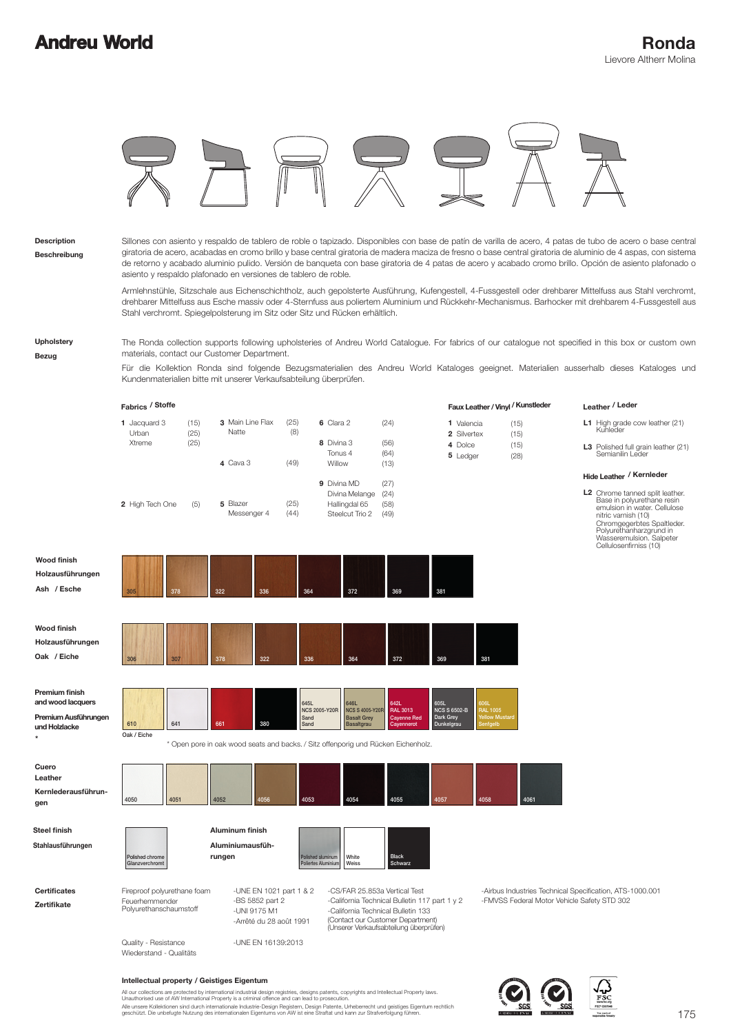# Andreu World

# Ronda

Lievore Altherr Molina

**Description**
**Beschreibung**

Sillones con asiento y respaldo de tablero de roble o tapizado. Disponibles con base de patín de varilla de acero, 4 patas de tubo de acero o base central giratoria de acero, acabadas en cromo brillo y base central giratoria de madera maciza de fresno o base central giratoria de aluminio de 4 aspas, con sistema de retorno y acabado aluminio pulido. Versión de banqueta con base giratoria de 4 patas de acero y acabado cromo brillo. Opción de asiento plafonado o asiento y respaldo plafonado en versiones de tablero de roble.

Armlehnstühle, Sitzschale aus Eichenschichtholz, auch gepolsterte Ausführung, Kufengestell, 4-Fussgestell oder drehbarer Mittelfuss aus Stahl verchromt, drehbarer Mittelfuss aus Esche massiv oder 4-Sternfuss aus poliertem Aluminium und Rückkehr-Mechanismus. Barhocker mit drehbarem 4-Fussgestell aus Stahl verchromt. Spiegelpolsterung im Sitz oder Sitz und Rücken erhältlich.

**Upholstery**
**Bezug**

The Ronda collection supports following upholsteries of Andreu World Catalogue. For fabrics of our catalogue not specified in this box or custom own materials, contact our Customer Department.

Für die Kollektion Ronda sind folgende Bezugsmaterialien des Andreu World Kataloges geeignet. Materialien ausserhalb dieses Kataloges und Kundenmaterialien bitte mit unserer Verkaufsabteilung überprüfen.

**Fabrics / Stoffe**

- **1** Jacquard 3 (15), Urban (25), Xtreme (25)
- **2** High Tech One (5)
- **3** Main Line Flax (25), Natte (8)
- **4** Cava 3 (49)
- **5** Blazer (25), Messenger 4 (44)
- **6** Clara 2 (24)
- **8** Divina 3 (56), Tonus 4 (64), Willow (13)
- **9** Divina MD (27), Divina Melange (24), Hallingdal 65 (58), Steelcut Trio 2 (49)

**Faux Leather / Vinyl / Kunstleder**

- **1** Valencia (15)
- **2** Silvertex (15)
- **4** Dolce (15)
- **5** Ledger (28)

**Leather / Leder**

- **L1** High grade cow leather (21) Kuhleder
- **L3** Polished full grain leather (21) Semianilin Leder

**Hide Leather / Kernleder**

- **L2** Chrome tanned split leather. Base in polyurethane resin emulsion in water. Cellulose nitric varnish (10) Chromgegerbtes Spaltleder. Polyurethanharzgrund in Wasseremulsion. Salpeter Cellulosenfirniss (10)

**Wood finish / Holzausführungen / Ash / Esche**

305, 378, 322, 336, 364, 372, 369, 381

**Wood finish / Holzausführungen / Oak / Eiche**

306, 307, 378, 322, 336, 364, 372, 369, 381

**Premium finish and wood lacquers / Premium Ausführungen und Holzlacke \***

610 (Oak / Eiche), 641, 661, 380, 645L NCS 2005-Y20R Sand Sand, 646L NCS S 4005-Y20R Basalt Grey Basaltgrau, 642L RAL 3013 Cayenne Red Cayennerot, 605L NCS S 6502-B Dark Grey Dunkelgrau, 606L RAL 1005 Yellow Mustard Senfgelb

\* Open pore in oak wood seats and backs. / Sitz offenporig und Rücken Eichenholz.

**Cuero / Leather / Kernlederausführungen**

4050, 4051, 4052, 4056, 4053, 4054, 4055, 4057, 4058, 4061

**Steel finish / Stahlausführungen**

Polished chrome / Glanzverchromt

**Aluminum finish / Aluminiumausführungen**

Polished aluminum / Poliertes Aluminium, White / Weiss, Black / Schwarz

**Certificates**
**Zertifikate**

Fireproof polyurethane foam
Feuerhemmender Polyurethanschaumstoff

- -UNE EN 1021 part 1 & 2
- -BS 5852 part 2
- -UNI 9175 M1
- -Arrêté du 28 août 1991
- -CS/FAR 25.853a Vertical Test
- -California Technical Bulletin 117 part 1 y 2
- -California Technical Bulletin 133 (Contact our Customer Department) (Unserer Verkaufsabteilung überprüfen)
- -Airbus Industries Technical Specification, ATS-1000.001
- -FMVSS Federal Motor Vehicle Safety STD 302

Quality - Resistance
Wiederstand - Qualitäts

- -UNE EN 16139:2013

**Intellectual property / Geistiges Eigentum**

All our collections are protected by international industrial design registries, designs patents, copyrights and Intellectual Property laws. Unauthorised use of AW International Property is a criminal offence and can lead to prosecution.
Alle unsere Kollektionen sind durch internationale Industrie-Design Registern, Design Patente, Urheberrecht und geistiges Eigentum rechtlich geschützt. Die unbefugte Nutzung des internationalen Eigentums von AW ist eine Straftat und kann zur Strafverfolgung führen.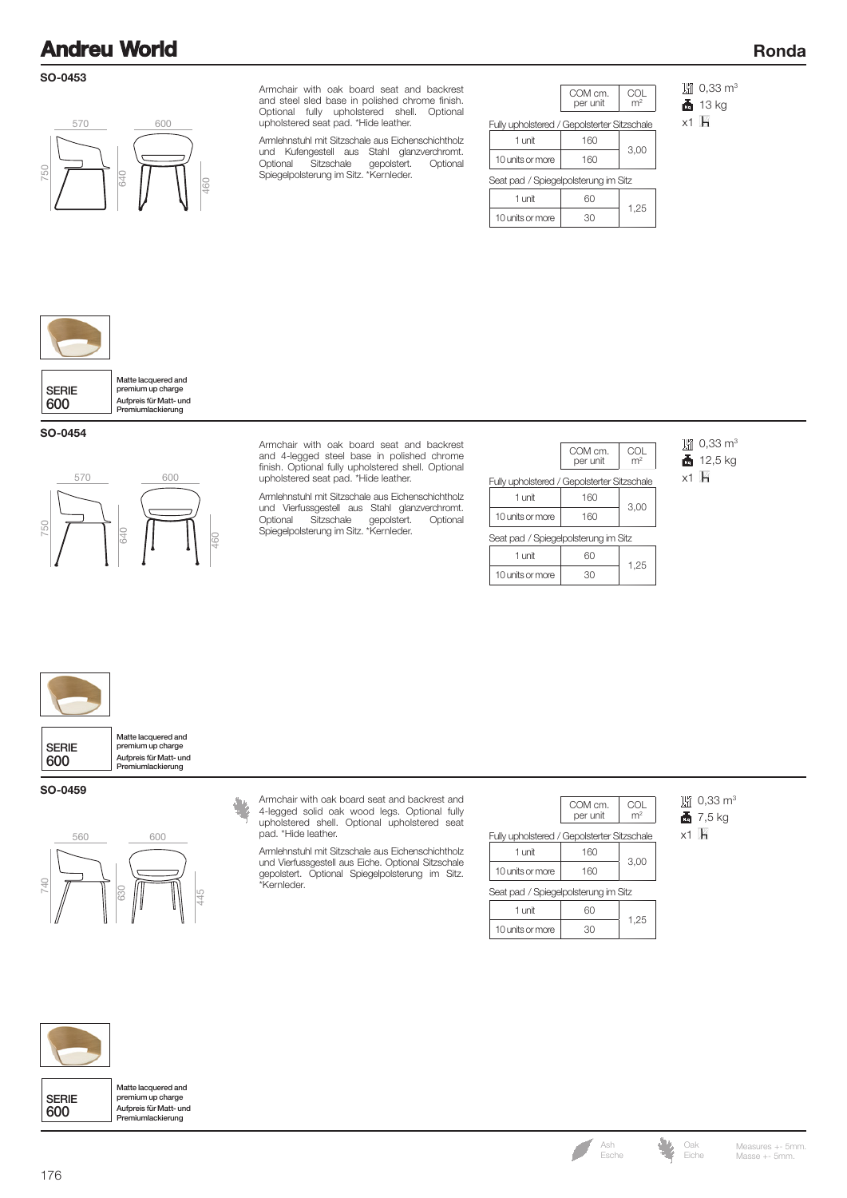## Ronda

### SO-0453

570 600 750 640 460

Armchair with oak board seat and backrest and steel sled base in polished chrome finish. Optional fully upholstered shell. Optional upholstered seat pad. *Hide leather.

Armlehnstuhl mit Sitzschale aus Eichenschichtholz und Kufengestell aus Stahl glanzverchromt. Optional Sitzschale gepolstert. Optional Spiegelpolsterung im Sitz. *Kernleder.

| | COM cm. per unit | COL m² |
|---|---|---|
| Fully upholstered / Gepolsterter Sitzschale | | |
| 1 unit | 160 | 3,00 |
| 10 units or more | 160 | |
| Seat pad / Spiegelpolsterung im Sitz | | |
| 1 unit | 60 | 1,25 |
| 10 units or more | 30 | |

0,33 m³
13 kg
x1

SERIE 600 — Matte lacquered and premium up charge / Aufpreis für Matt- und Premiumlackierung

### SO-0454

570 600 750 640 460

Armchair with oak board seat and backrest and 4-legged steel base in polished chrome finish. Optional fully upholstered shell. Optional upholstered seat pad. *Hide leather.

Armlehnstuhl mit Sitzschale aus Eichenschichtholz und Vierfussgestell aus Stahl glanzverchromt. Optional Sitzschale gepolstert. Optional Spiegelpolsterung im Sitz. *Kernleder.

| | COM cm. per unit | COL m² |
|---|---|---|
| Fully upholstered / Gepolsterter Sitzschale | | |
| 1 unit | 160 | 3,00 |
| 10 units or more | 160 | |
| Seat pad / Spiegelpolsterung im Sitz | | |
| 1 unit | 60 | 1,25 |
| 10 units or more | 30 | |

0,33 m³
12,5 kg
x1

SERIE 600 — Matte lacquered and premium up charge / Aufpreis für Matt- und Premiumlackierung

### SO-0459

560 600 740 630 445

Armchair with oak board seat and backrest and 4-legged solid oak wood legs. Optional fully upholstered shell. Optional upholstered seat pad. *Hide leather.

Armlehnstuhl mit Sitzschale aus Eichenschichtholz und Vierfussgestell aus Eiche. Optional Sitzschale gepolstert. Optional Spiegelpolsterung im Sitz. *Kernleder.

| | COM cm. per unit | COL m² |
|---|---|---|
| Fully upholstered / Gepolsterter Sitzschale | | |
| 1 unit | 160 | 3,00 |
| 10 units or more | 160 | |
| Seat pad / Spiegelpolsterung im Sitz | | |
| 1 unit | 60 | 1,25 |
| 10 units or more | 30 | |

0,33 m³
7,5 kg
x1

SERIE 600 — Matte lacquered and premium up charge / Aufpreis für Matt- und Premiumlackierung

Ash / Esche — Oak / Eiche — Measures +- 5mm. Masse +- 5mm.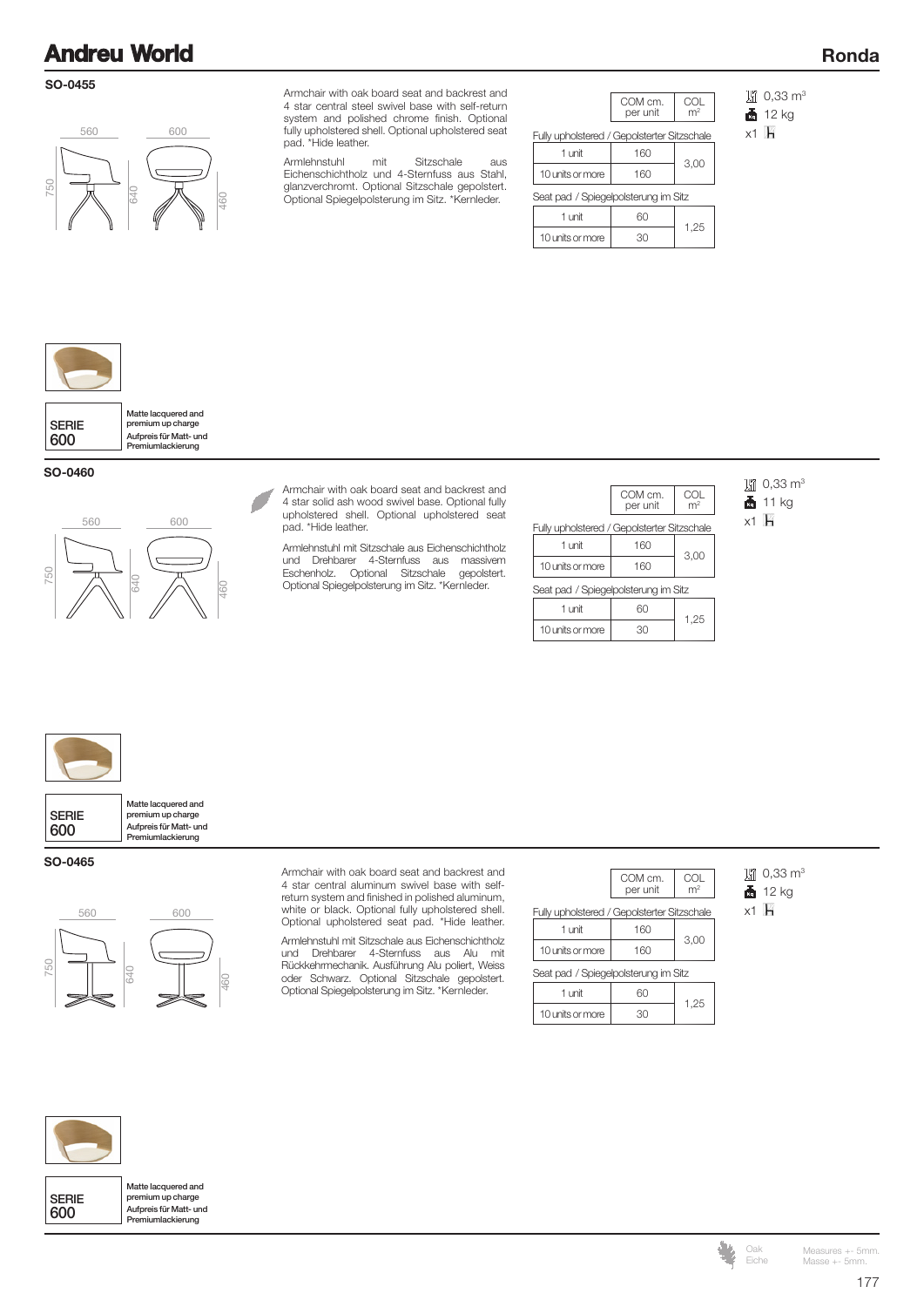## Ronda

### SO-0455

560 600 750 640 460

Armchair with oak board seat and backrest and 4 star central steel swivel base with self-return system and polished chrome finish. Optional fully upholstered shell. Optional upholstered seat pad. *Hide leather.

Armlehnstuhl mit Sitzschale aus Eichenschichtholz und 4-Sternfuss aus Stahl, glanzverchromt. Optional Sitzschale gepolstert. Optional Spiegelpolsterung im Sitz. *Kernleder.

| | COM cm. per unit | COL m² |
|---|---|---|
| Fully upholstered / Gepolsterter Sitzschale | | |
| 1 unit | 160 | 3,00 |
| 10 units or more | 160 | |
| Seat pad / Spiegelpolsterung im Sitz | | |
| 1 unit | 60 | 1,25 |
| 10 units or more | 30 | |

0,33 m³
12 kg
x1

SERIE 600 — Matte lacquered and premium up charge / Aufpreis für Matt- und Premiumlackierung

### SO-0460

560 600 750 640 460

Armchair with oak board seat and backrest and 4 star solid ash wood swivel base. Optional fully upholstered shell. Optional upholstered seat pad. *Hide leather.

Armlehnstuhl mit Sitzschale aus Eichenschichtholz und Drehbarer 4-Sternfuss aus massivem Eschenholz. Optional Sitzschale gepolstert. Optional Spiegelpolsterung im Sitz. *Kernleder.

| | COM cm. per unit | COL m² |
|---|---|---|
| Fully upholstered / Gepolsterter Sitzschale | | |
| 1 unit | 160 | 3,00 |
| 10 units or more | 160 | |
| Seat pad / Spiegelpolsterung im Sitz | | |
| 1 unit | 60 | 1,25 |
| 10 units or more | 30 | |

0,33 m³
11 kg
x1

SERIE 600 — Matte lacquered and premium up charge / Aufpreis für Matt- und Premiumlackierung

### SO-0465

560 600 750 640 460

Armchair with oak board seat and backrest and 4 star central aluminum swivel base with self-return system and finished in polished aluminum, white or black. Optional fully upholstered shell. Optional upholstered seat pad. *Hide leather.

Armlehnstuhl mit Sitzschale aus Eichenschichtholz und Drehbarer 4-Sternfuss aus Alu mit Rückkehrmechanik. Ausführung Alu poliert, Weiss oder Schwarz. Optional Sitzschale gepolstert. Optional Spiegelpolsterung im Sitz. *Kernleder.

| | COM cm. per unit | COL m² |
|---|---|---|
| Fully upholstered / Gepolsterter Sitzschale | | |
| 1 unit | 160 | 3,00 |
| 10 units or more | 160 | |
| Seat pad / Spiegelpolsterung im Sitz | | |
| 1 unit | 60 | 1,25 |
| 10 units or more | 30 | |

0,33 m³
12 kg
x1

SERIE 600 — Matte lacquered and premium up charge / Aufpreis für Matt- und Premiumlackierung

Oak / Eiche

Measures +- 5mm. / Masse +- 5mm.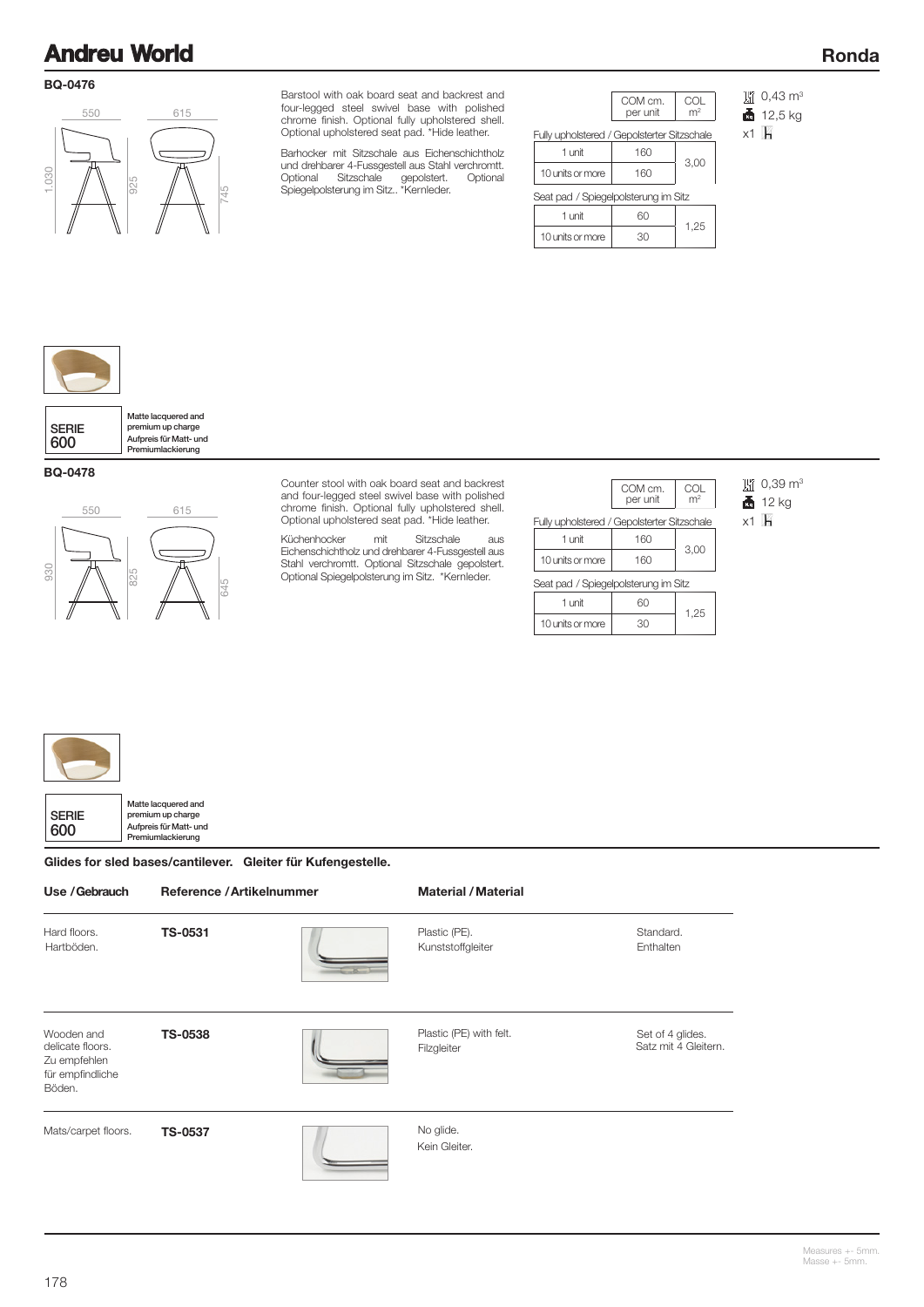# Ronda

## BQ-0476

550 615

1.030 925 745

Barstool with oak board seat and backrest and four-legged steel swivel base with polished chrome finish. Optional fully upholstered shell. Optional upholstered seat pad. *Hide leather.

Barhocker mit Sitzschale aus Eichenschichtholz und drehbarer 4-Fussgestell aus Stahl verchromtt. Optional Sitzschale gepolstert. Optional Spiegelpolsterung im Sitz.. *Kernleder.

| | COM cm. per unit | COL m² |
|---|---|---|
| **Fully upholstered / Gepolsterter Sitzschale** | | |
| 1 unit | 160 | 3,00 |
| 10 units or more | 160 | |
| **Seat pad / Spiegelpolsterung im Sitz** | | |
| 1 unit | 60 | 1,25 |
| 10 units or more | 30 | |

0,43 m³
12,5 kg
x1

SERIE 600 — Matte lacquered and premium up charge. Aufpreis für Matt- und Premiumlackierung

## BQ-0478

550 615

930 825 645

Counter stool with oak board seat and backrest and four-legged steel swivel base with polished chrome finish. Optional fully upholstered shell. Optional upholstered seat pad. *Hide leather.

Küchenhocker mit Sitzschale aus Eichenschichtholz und drehbarer 4-Fussgestell aus Stahl verchromtt. Optional Sitzschale gepolstert. Optional Spiegelpolsterung im Sitz. *Kernleder.

| | COM cm. per unit | COL m² |
|---|---|---|
| **Fully upholstered / Gepolsterter Sitzschale** | | |
| 1 unit | 160 | 3,00 |
| 10 units or more | 160 | |
| **Seat pad / Spiegelpolsterung im Sitz** | | |
| 1 unit | 60 | 1,25 |
| 10 units or more | 30 | |

0,39 m³
12 kg
x1

SERIE 600 — Matte lacquered and premium up charge. Aufpreis für Matt- und Premiumlackierung

**Glides for sled bases/cantilever. Gleiter für Kufengestelle.**

| Use / Gebrauch | Reference / Artikelnummer | Material / Material | |
|---|---|---|---|
| Hard floors. Hartböden. | **TS-0531** | Plastic (PE). Kunststoffgleiter | Standard. Enthalten |
| Wooden and delicate floors. Zu empfehlen für empfindliche Böden. | **TS-0538** | Plastic (PE) with felt. Filzgleiter | Set of 4 glides. Satz mit 4 Gleitern. |
| Mats/carpet floors. | **TS-0537** | No glide. Kein Gleiter. | |

Measures +- 5mm.
Masse +- 5mm.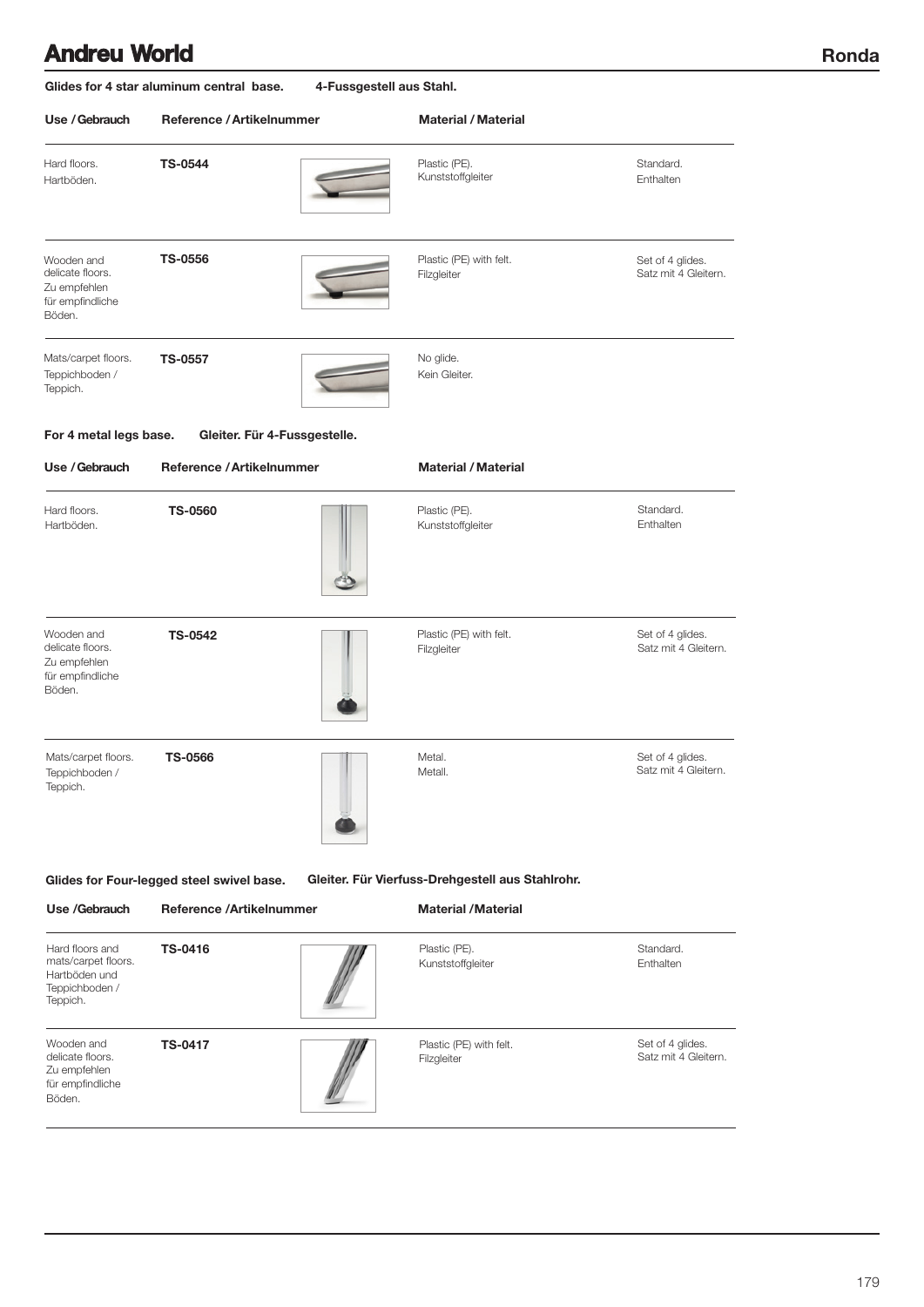## Ronda

**Glides for 4 star aluminum central base.** **4-Fussgestell aus Stahl.**

| Use / Gebrauch | Reference / Artikelnummer | Material / Material | |
|---|---|---|---|
| Hard floors. Hartböden. | **TS-0544** | Plastic (PE). Kunststoffgleiter | Standard. Enthalten |
| Wooden and delicate floors. Zu empfehlen für empfindliche Böden. | **TS-0556** | Plastic (PE) with felt. Filzgleiter | Set of 4 glides. Satz mit 4 Gleitern. |
| Mats/carpet floors. Teppichboden / Teppich. | **TS-0557** | No glide. Kein Gleiter. | |

**For 4 metal legs base.** **Gleiter. Für 4-Fussgestelle.**

| Use / Gebrauch | Reference / Artikelnummer | Material / Material | |
|---|---|---|---|
| Hard floors. Hartböden. | **TS-0560** | Plastic (PE). Kunststoffgleiter | Standard. Enthalten |
| Wooden and delicate floors. Zu empfehlen für empfindliche Böden. | **TS-0542** | Plastic (PE) with felt. Filzgleiter | Set of 4 glides. Satz mit 4 Gleitern. |
| Mats/carpet floors. Teppichboden / Teppich. | **TS-0566** | Metal. Metall. | Set of 4 glides. Satz mit 4 Gleitern. |

**Glides for Four-legged steel swivel base.** **Gleiter. Für Vierfuss-Drehgestell aus Stahlrohr.**

| Use /Gebrauch | Reference /Artikelnummer | Material /Material | |
|---|---|---|---|
| Hard floors and mats/carpet floors. Hartböden und Teppichboden / Teppich. | **TS-0416** | Plastic (PE). Kunststoffgleiter | Standard. Enthalten |
| Wooden and delicate floors. Zu empfehlen für empfindliche Böden. | **TS-0417** | Plastic (PE) with felt. Filzgleiter | Set of 4 glides. Satz mit 4 Gleitern. |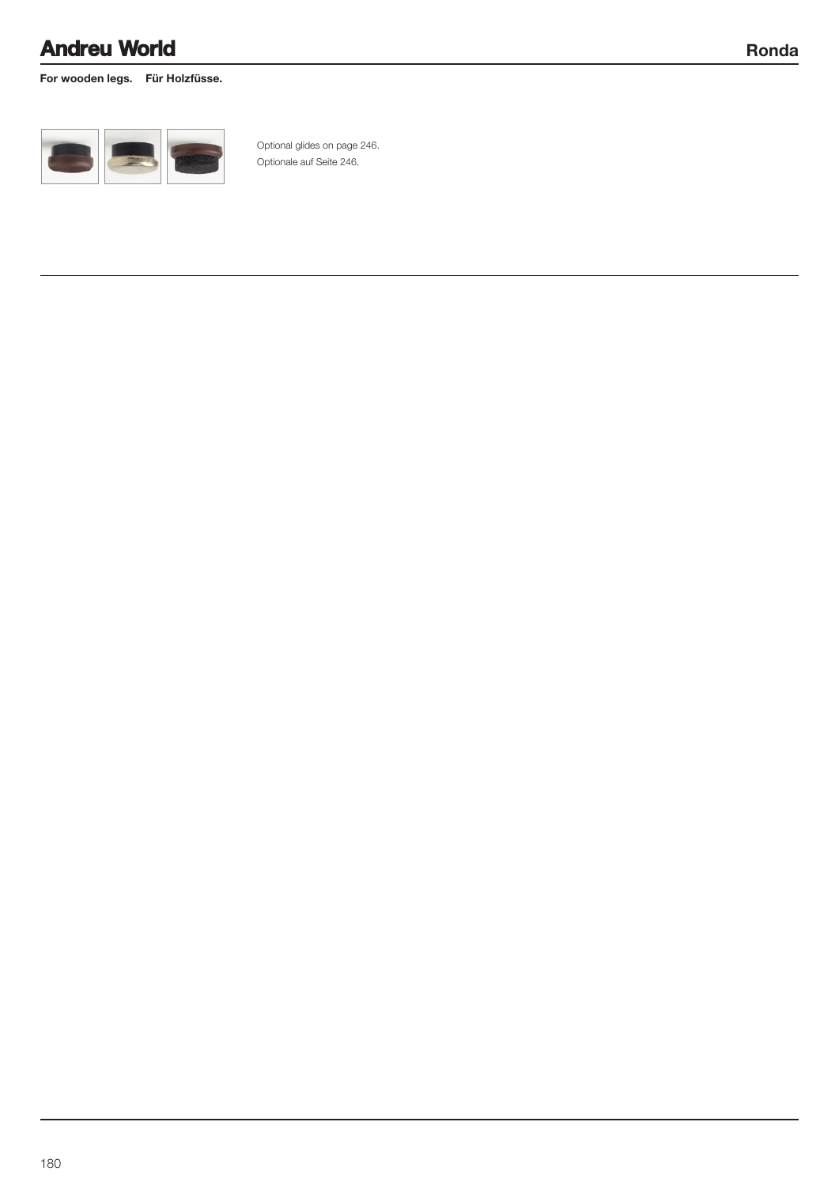**For wooden legs.** **Für Holzfüsse.**

Optional glides on page 246.
Optionale auf Seite 246.